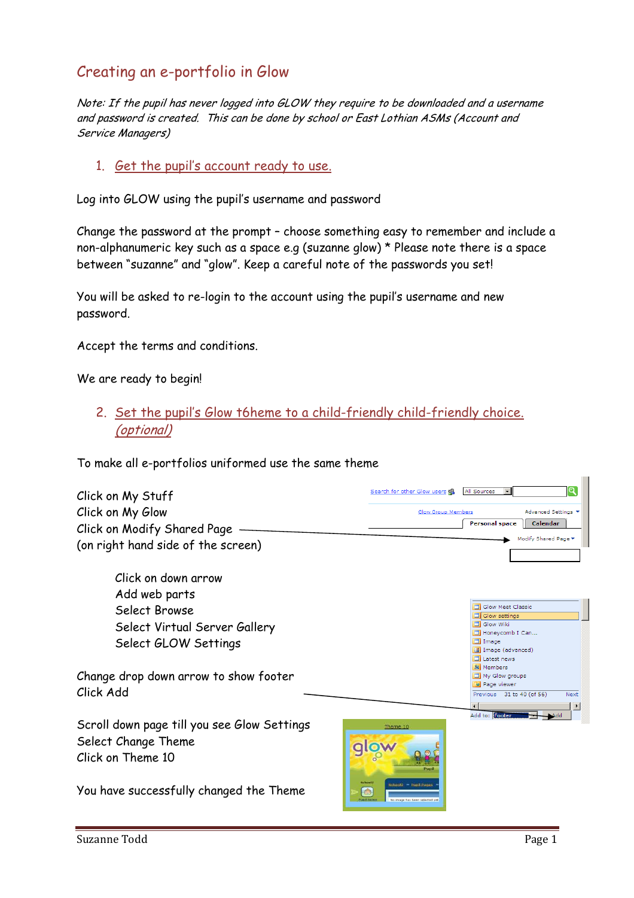# Creating an e-portfolio in Glow

*Note: If the pupil has never logged into GLOW they require to be downloaded and a username and password is created. This can be done by school or East Lothian ASMs (Account and Service Managers)*

## 1. Get the pupil's account ready to use.

Log into GLOW using the pupil's username and password

Change the password at the prompt – choose something easy to remember and include a non-alphanumeric key such as a space e.g (suzanne glow) * Please note there is a space between "suzanne" and "glow". Keep a careful note of the passwords you set!

You will be asked to re-login to the account using the pupil's username and new password.

Accept the terms and conditions.

We are ready to begin!

## 2. Set the pupil's Glow t6heme to a child-friendly child-friendly choice. (optional)

To make all e-portfolios uniformed use the same theme

Click on My Stuff
Click on My Glow
Click on Modify Shared Page
(on right hand side of the screen)

Click on down arrow
Add web parts
Select Browse
Select Virtual Server Gallery
Select GLOW Settings

Change drop down arrow to show footer
Click Add

Scroll down page till you see Glow Settings
Select Change Theme
Click on Theme 10

You have successfully changed the Theme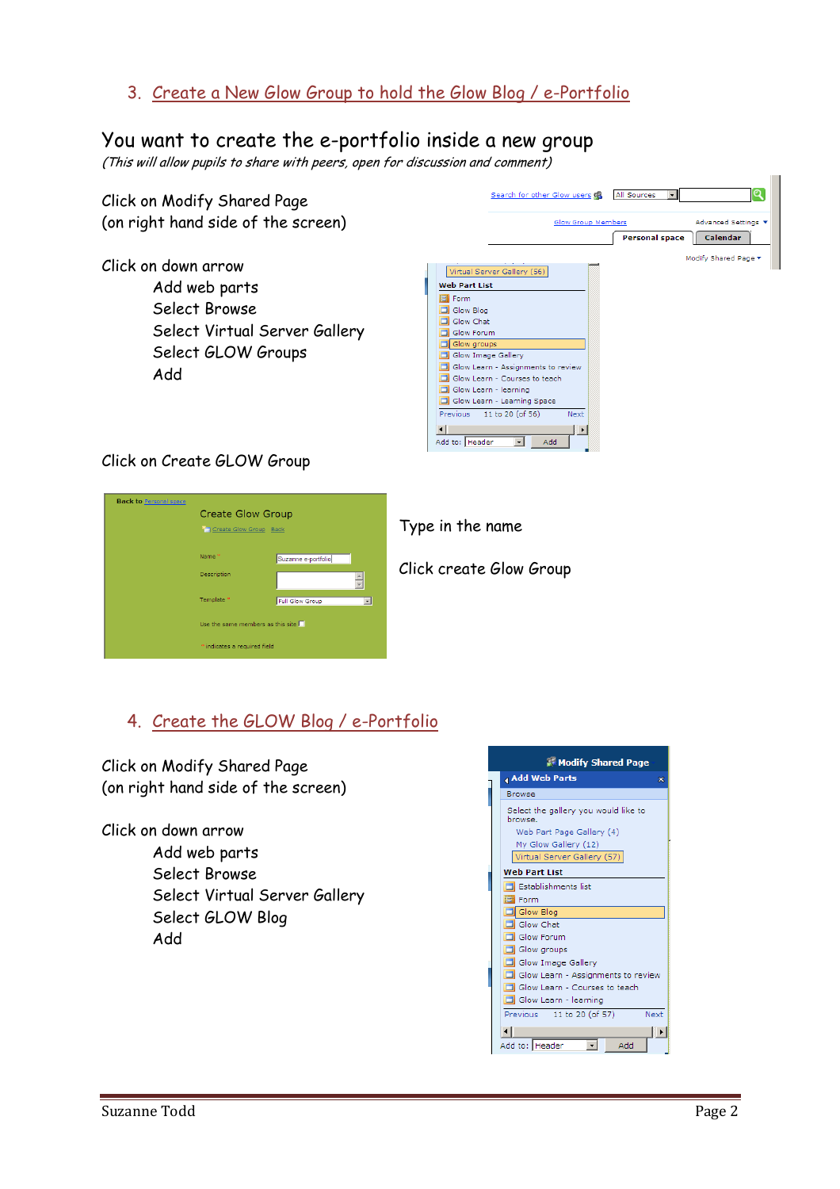## 3. Create a New Glow Group to hold the Glow Blog / e-Portfolio

### You want to create the e-portfolio inside a new group

*(This will allow pupils to share with peers, open for discussion and comment)*

Click on Modify Shared Page
(on right hand side of the screen)

Click on down arrow

- Add web parts
- Select Browse
- Select Virtual Server Gallery
- Select GLOW Groups
- Add

Click on Create GLOW Group

Type in the name

Click create Glow Group

## 4. Create the GLOW Blog / e-Portfolio

Click on Modify Shared Page
(on right hand side of the screen)

Click on down arrow

- Add web parts
- Select Browse
- Select Virtual Server Gallery
- Select GLOW Blog
- Add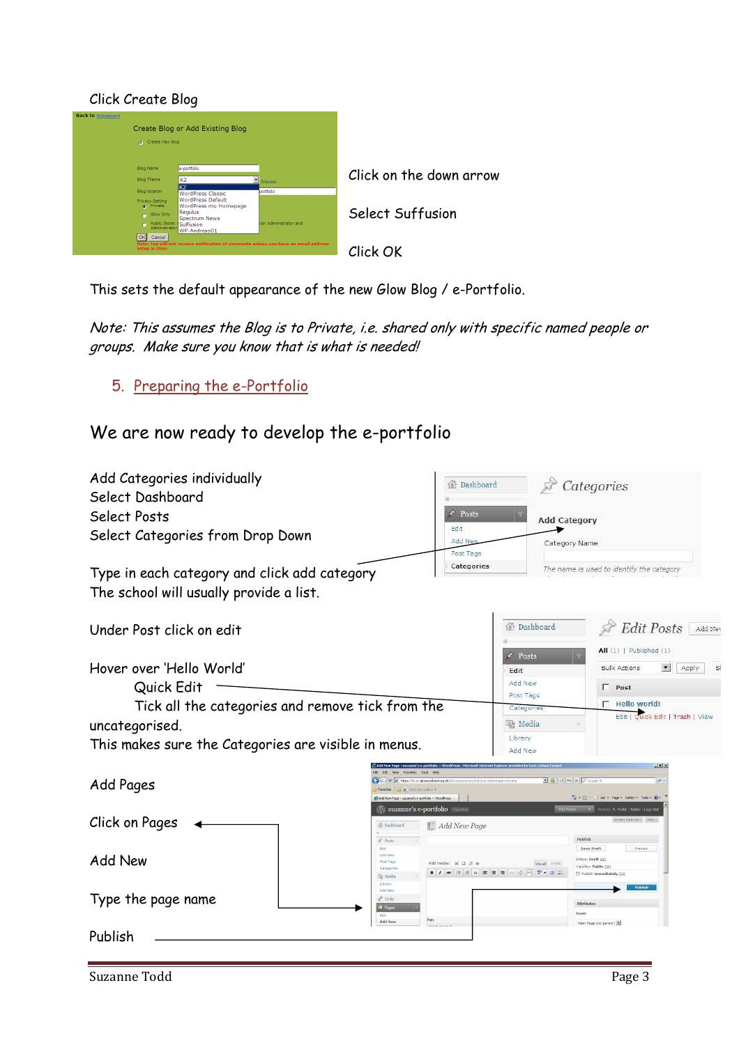Click Create Blog

Click on the down arrow

Select Suffusion

Click OK

This sets the default appearance of the new Glow Blog / e-Portfolio.

*Note: This assumes the Blog is to Private, i.e. shared only with specific named people or groups. Make sure you know that is what is needed!*

## 5. Preparing the e-Portfolio

## We are now ready to develop the e-portfolio

Add Categories individually
Select Dashboard
Select Posts
Select Categories from Drop Down

Type in each category and click add category
The school will usually provide a list.

Under Post click on edit

Hover over 'Hello World'
Quick Edit
Tick all the categories and remove tick from the uncategorised.
This makes sure the Categories are visible in menus.

Add Pages

Click on Pages

Add New

Type the page name

Publish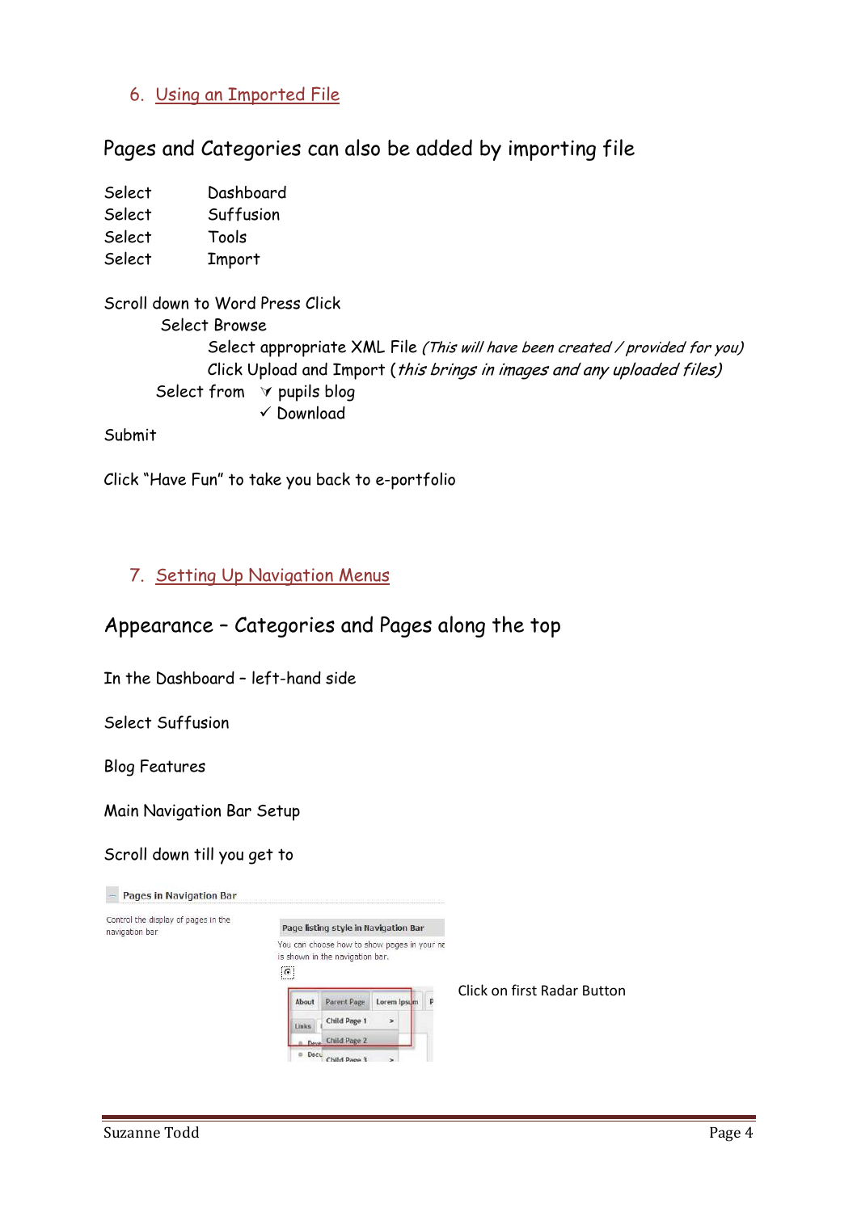## 6. Using an Imported File

### Pages and Categories can also be added by importing file

Select	Dashboard
Select	Suffusion
Select	Tools
Select	Import

Scroll down to Word Press Click
Select Browse
Select appropriate XML File *(This will have been created / provided for you)*
Click Upload and Import (*this brings in images and any uploaded files)*
Select from ✓ pupils blog
✓ Download

Submit

Click "Have Fun" to take you back to e-portfolio

## 7. Setting Up Navigation Menus

### Appearance – Categories and Pages along the top

In the Dashboard – left-hand side

Select Suffusion

Blog Features

Main Navigation Bar Setup

Scroll down till you get to

Pages in Navigation Bar

Control the display of pages in the navigation bar

Page listing style in Navigation Bar

You can choose how to show pages in your na... is shown in the navigation bar.

Click on first Radar Button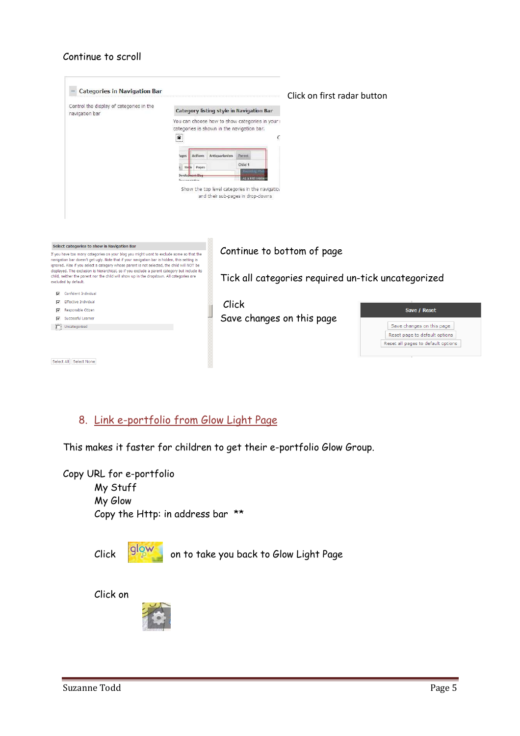Continue to scroll

Click on first radar button

Continue to bottom of page

Tick all categories required un-tick uncategorized

Click
Save changes on this page

## 8. Link e-portfolio from Glow Light Page

This makes it faster for children to get their e-portfolio Glow Group.

Copy URL for e-portfolio

- My Stuff
- My Glow
- Copy the Http: in address bar **

Click on to take you back to Glow Light Page

Click on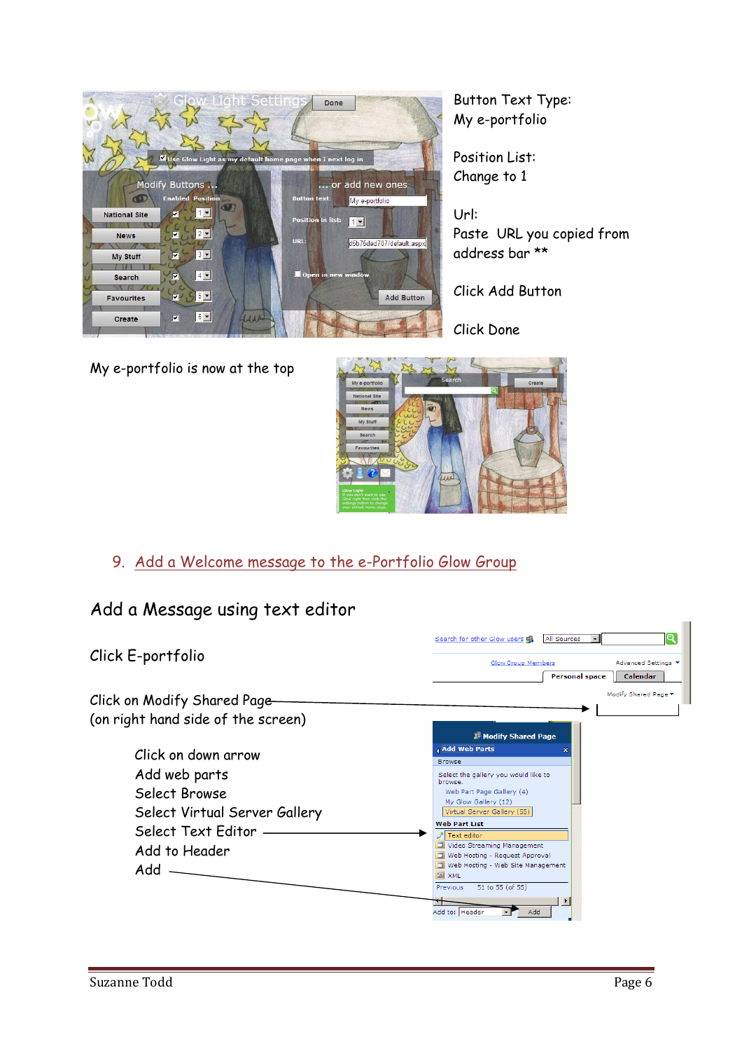Button Text Type:
My e-portfolio

Position List:
Change to 1

Url:
Paste URL you copied from address bar **

Click Add Button

Click Done

My e-portfolio is now at the top

## 9. Add a Welcome message to the e-Portfolio Glow Group

### Add a Message using text editor

Click E-portfolio

Click on Modify Shared Page
(on right hand side of the screen)

- Click on down arrow
- Add web parts
- Select Browse
- Select Virtual Server Gallery
- Select Text Editor
- Add to Header
- Add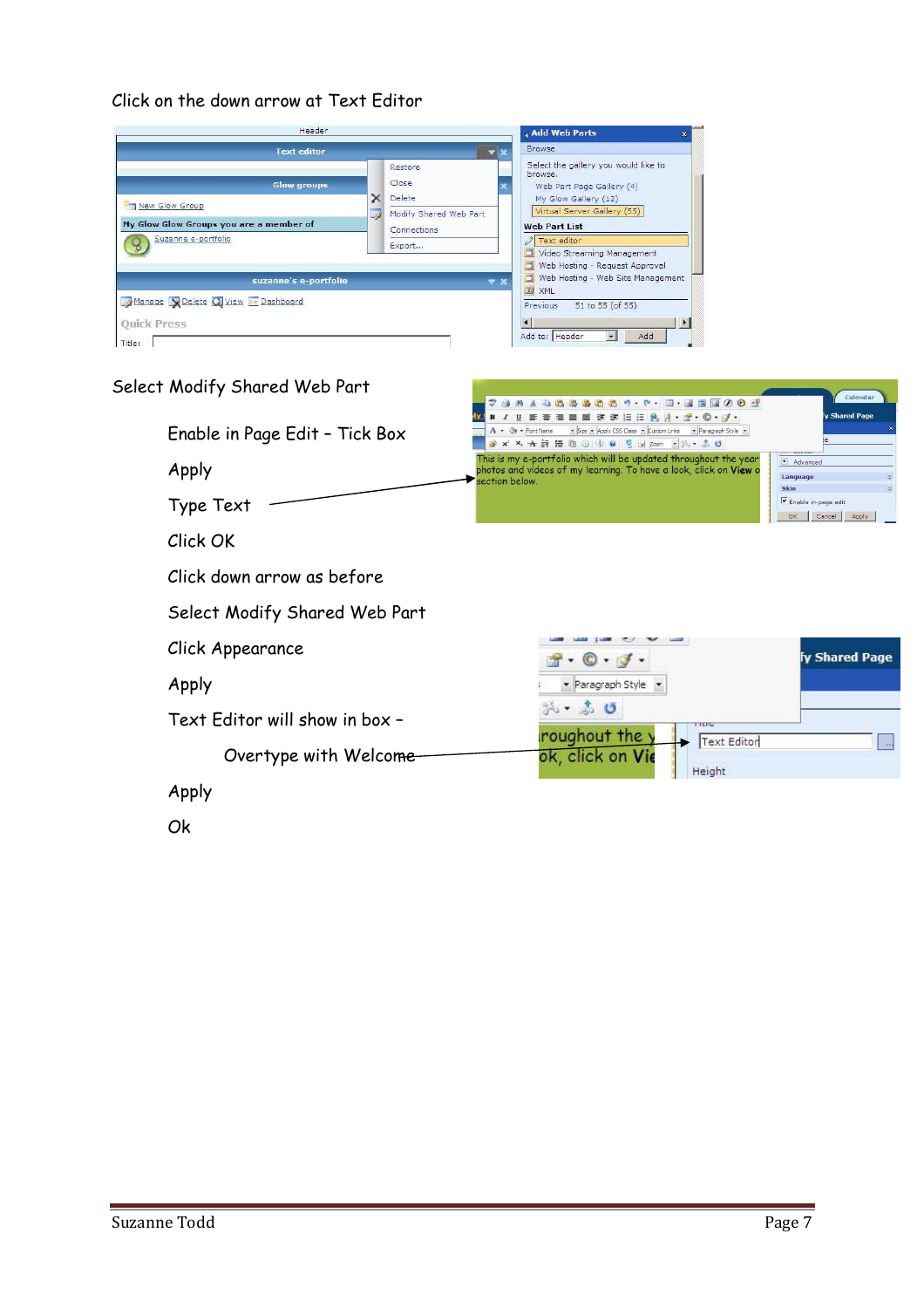Click on the down arrow at Text Editor

Select Modify Shared Web Part

Enable in Page Edit – Tick Box

Apply

Type Text

Click OK

Click down arrow as before

Select Modify Shared Web Part

Click Appearance

Apply

Text Editor will show in box –

Overtype with Welcome

Apply

Ok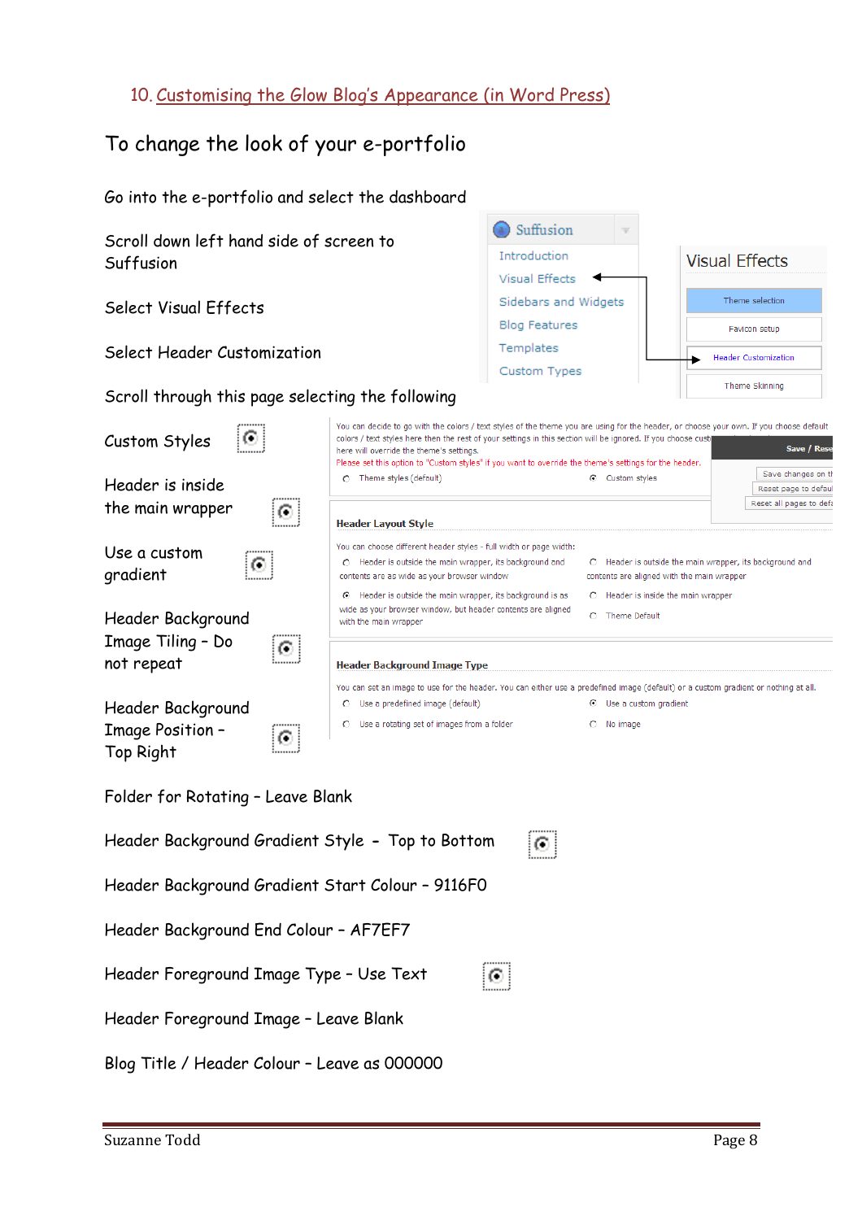## 10. Customising the Glow Blog's Appearance (in Word Press)

### To change the look of your e-portfolio

Go into the e-portfolio and select the dashboard

Scroll down left hand side of screen to Suffusion

Select Visual Effects

Select Header Customization

Scroll through this page selecting the following

Custom Styles

Header is inside the main wrapper

Use a custom gradient

Header Background Image Tiling – Do not repeat

Header Background Image Position – Top Right

Folder for Rotating – Leave Blank

Header Background Gradient Style – Top to Bottom

Header Background Gradient Start Colour – 9116F0

Header Background End Colour – AF7EF7

Header Foreground Image Type – Use Text

Header Foreground Image – Leave Blank

Blog Title / Header Colour – Leave as 000000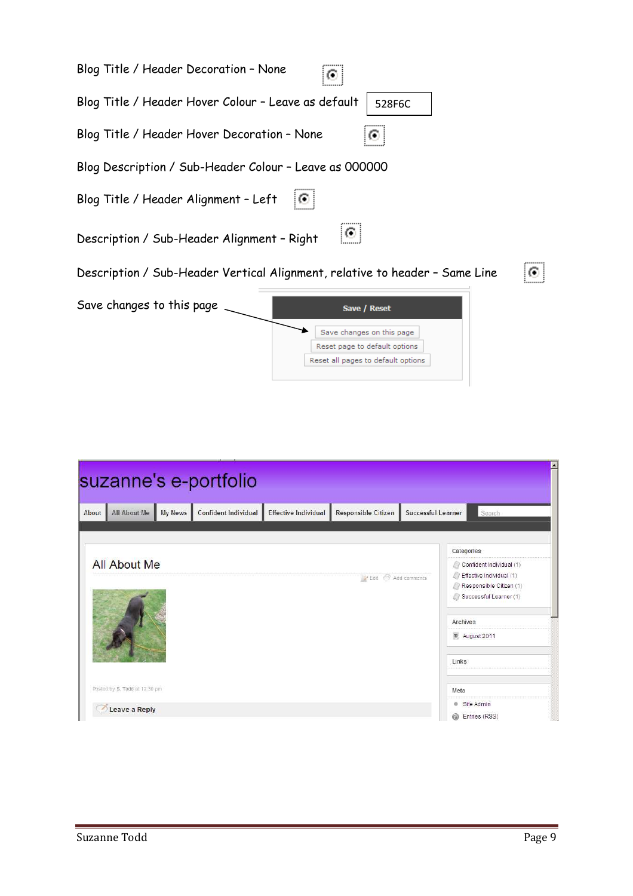Blog Title / Header Decoration – None

Blog Title / Header Hover Colour – Leave as default 528F6C

Blog Title / Header Hover Decoration – None

Blog Description / Sub-Header Colour – Leave as 000000

Blog Title / Header Alignment – Left

Description / Sub-Header Alignment – Right

Description / Sub-Header Vertical Alignment, relative to header – Same Line

Save changes to this page

Save / Reset

Save changes on this page

Reset page to default options

Reset all pages to default options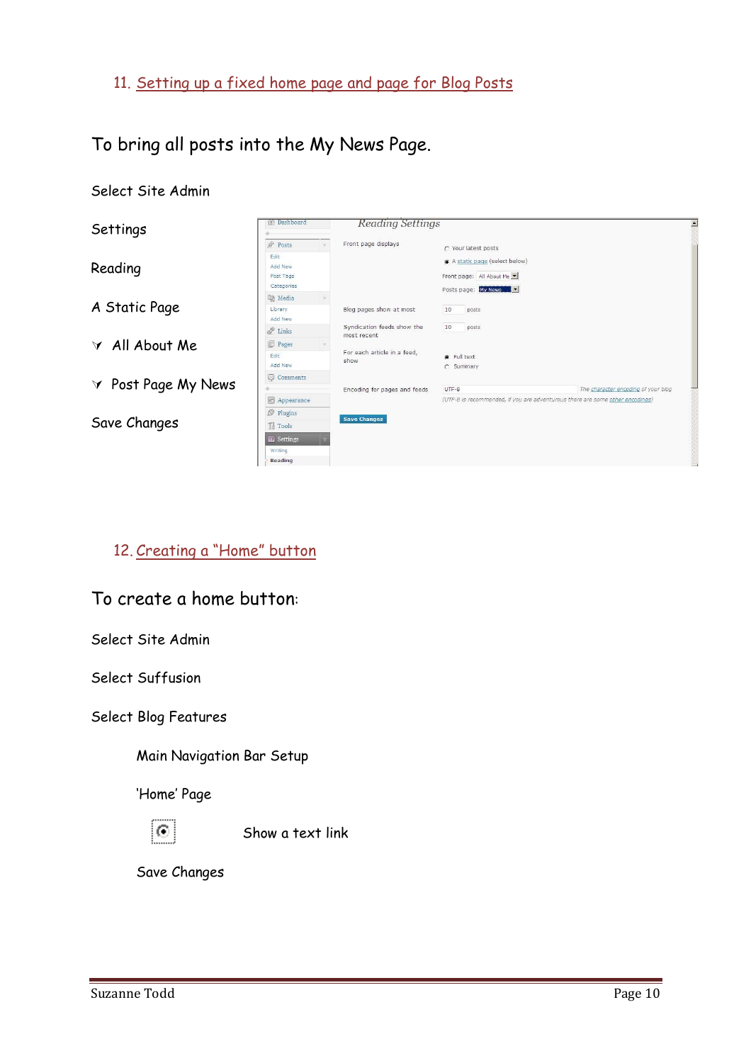## 11. Setting up a fixed home page and page for Blog Posts

To bring all posts into the My News Page.

Select Site Admin

Settings

Reading

A Static Page

- All About Me
- Post Page My News

Save Changes

## 12. Creating a "Home" button

To create a home button:

Select Site Admin

Select Suffusion

Select Blog Features

Main Navigation Bar Setup

'Home' Page

Show a text link

Save Changes